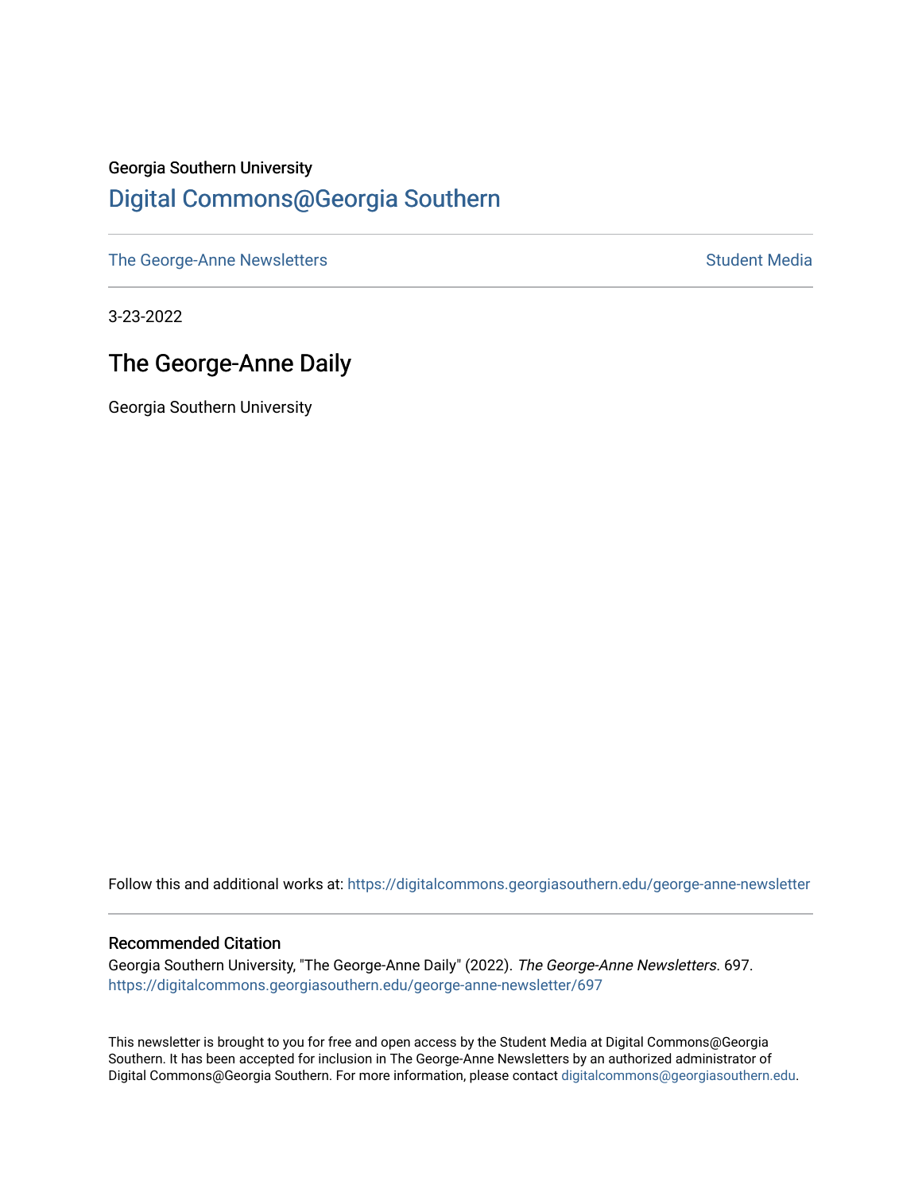Georgia Southern University

# Digital Commons@Georgia Southern

The George-Anne Newsletters | Student Media

3-23-2022

## The George-Anne Daily

Georgia Southern University

Follow this and additional works at: https://digitalcommons.georgiasouthern.edu/george-anne-newsletter

### Recommended Citation

Georgia Southern University, "The George-Anne Daily" (2022). *The George-Anne Newsletters*. 697. https://digitalcommons.georgiasouthern.edu/george-anne-newsletter/697

This newsletter is brought to you for free and open access by the Student Media at Digital Commons@Georgia Southern. It has been accepted for inclusion in The George-Anne Newsletters by an authorized administrator of Digital Commons@Georgia Southern. For more information, please contact digitalcommons@georgiasouthern.edu.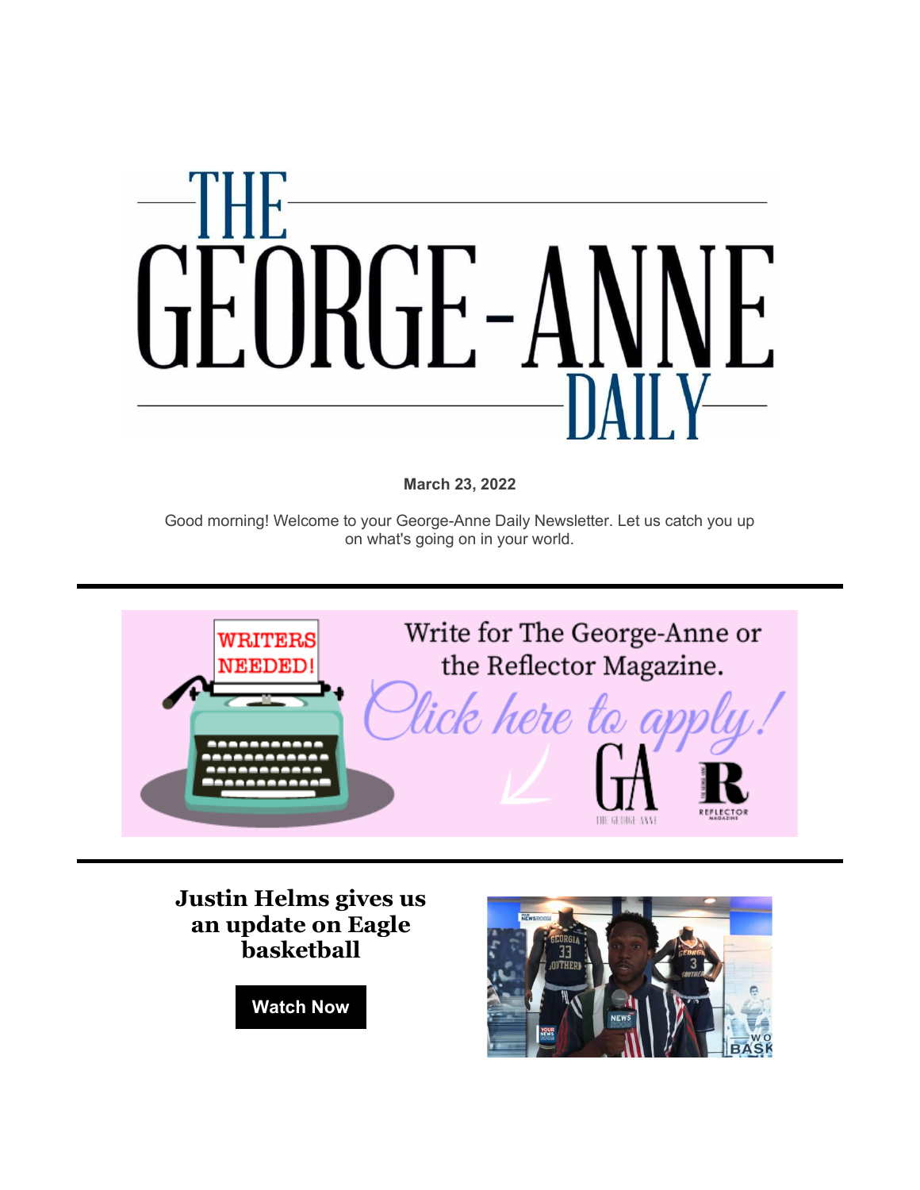# THE GEORGE-ANNE DAILY

**March 23, 2022**

Good morning! Welcome to your George-Anne Daily Newsletter. Let us catch you up on what's going on in your world.

---

WRITERS NEEDED!

Write for The George-Anne or the Reflector Magazine.

*Click here to apply!*

---

## Justin Helms gives us an update on Eagle basketball

**Watch Now**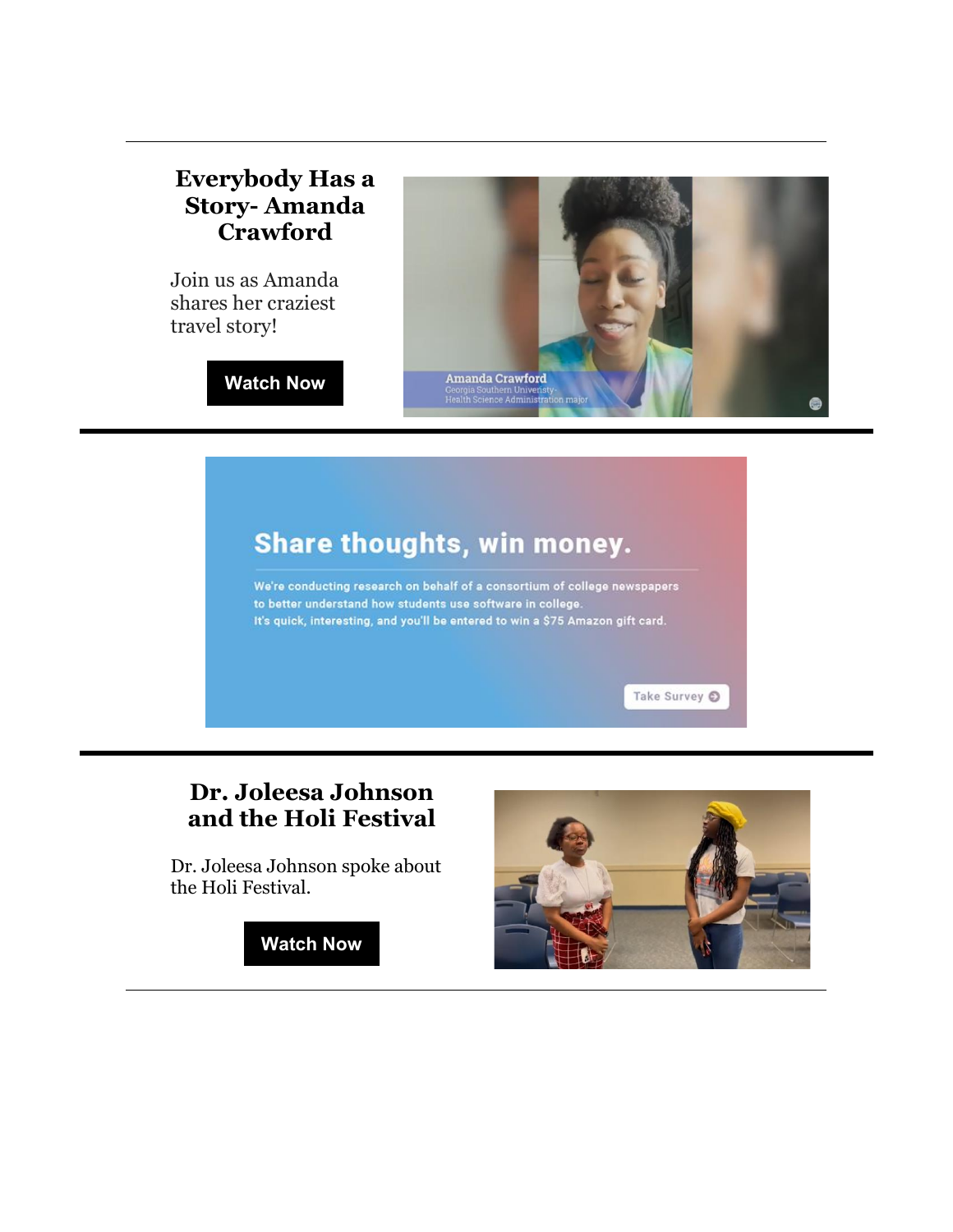---

## Everybody Has a Story- Amanda Crawford

Join us as Amanda shares her craziest travel story!

**Watch Now**

Amanda Crawford
Georgia Southern University-
Health Science Administration major

---

**Share thoughts, win money.**

We're conducting research on behalf of a consortium of college newspapers to better understand how students use software in college.
It's quick, interesting, and you'll be entered to win a $75 Amazon gift card.

Take Survey

---

## Dr. Joleesa Johnson and the Holi Festival

Dr. Joleesa Johnson spoke about the Holi Festival.

**Watch Now**

---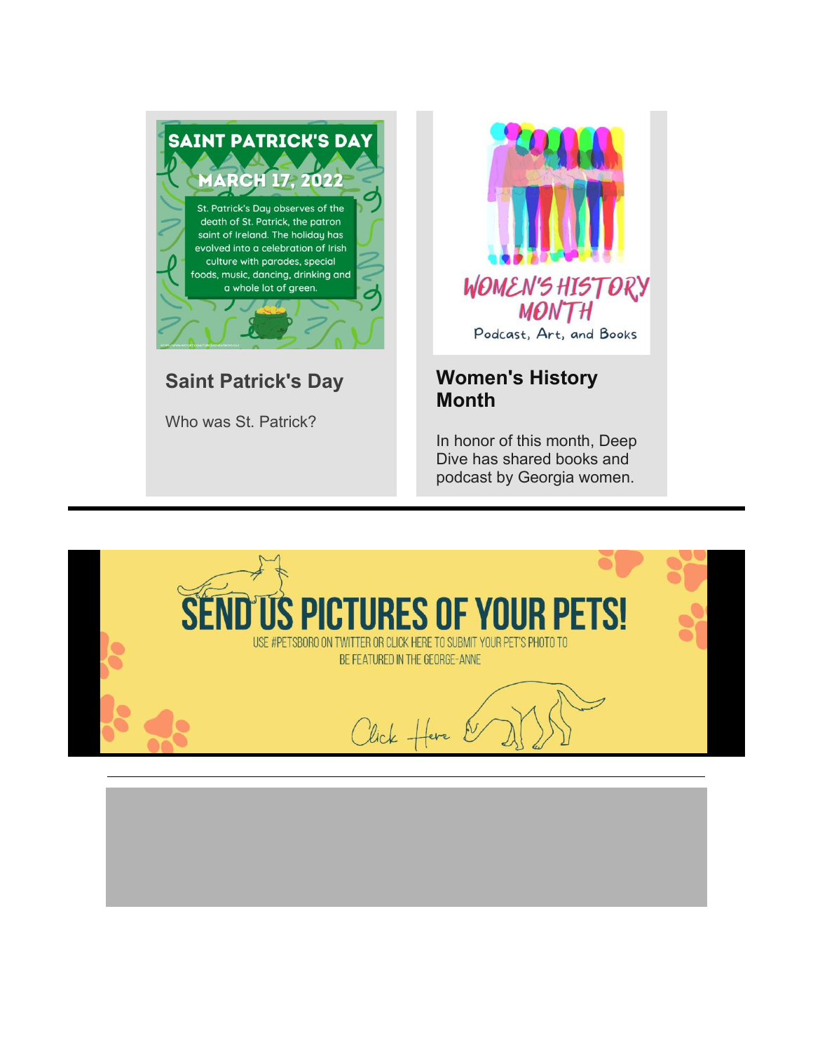SAINT PATRICK'S DAY

MARCH 17, 2022

St. Patrick's Day observes of the death of St. Patrick, the patron saint of Ireland. The holiday has evolved into a celebration of Irish culture with parades, special foods, music, dancing, drinking and a whole lot of green.

## Saint Patrick's Day

Who was St. Patrick?

WOMEN'S HISTORY MONTH

Podcast, Art, and Books

## Women's History Month

In honor of this month, Deep Dive has shared books and podcast by Georgia women.

---

SEND US PICTURES OF YOUR PETS!

USE #PETSBORO ON TWITTER OR CLICK HERE TO SUBMIT YOUR PET'S PHOTO TO BE FEATURED IN THE GEORGE-ANNE

Click Here

---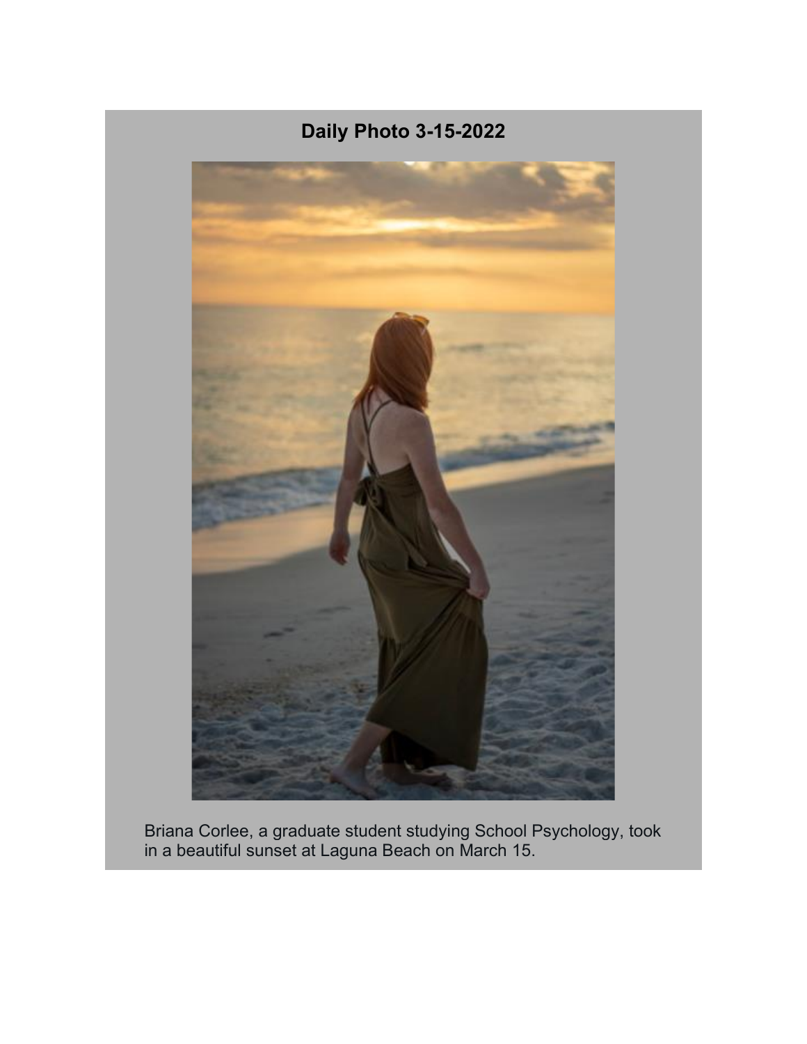## Daily Photo 3-15-2022

Briana Corlee, a graduate student studying School Psychology, took in a beautiful sunset at Laguna Beach on March 15.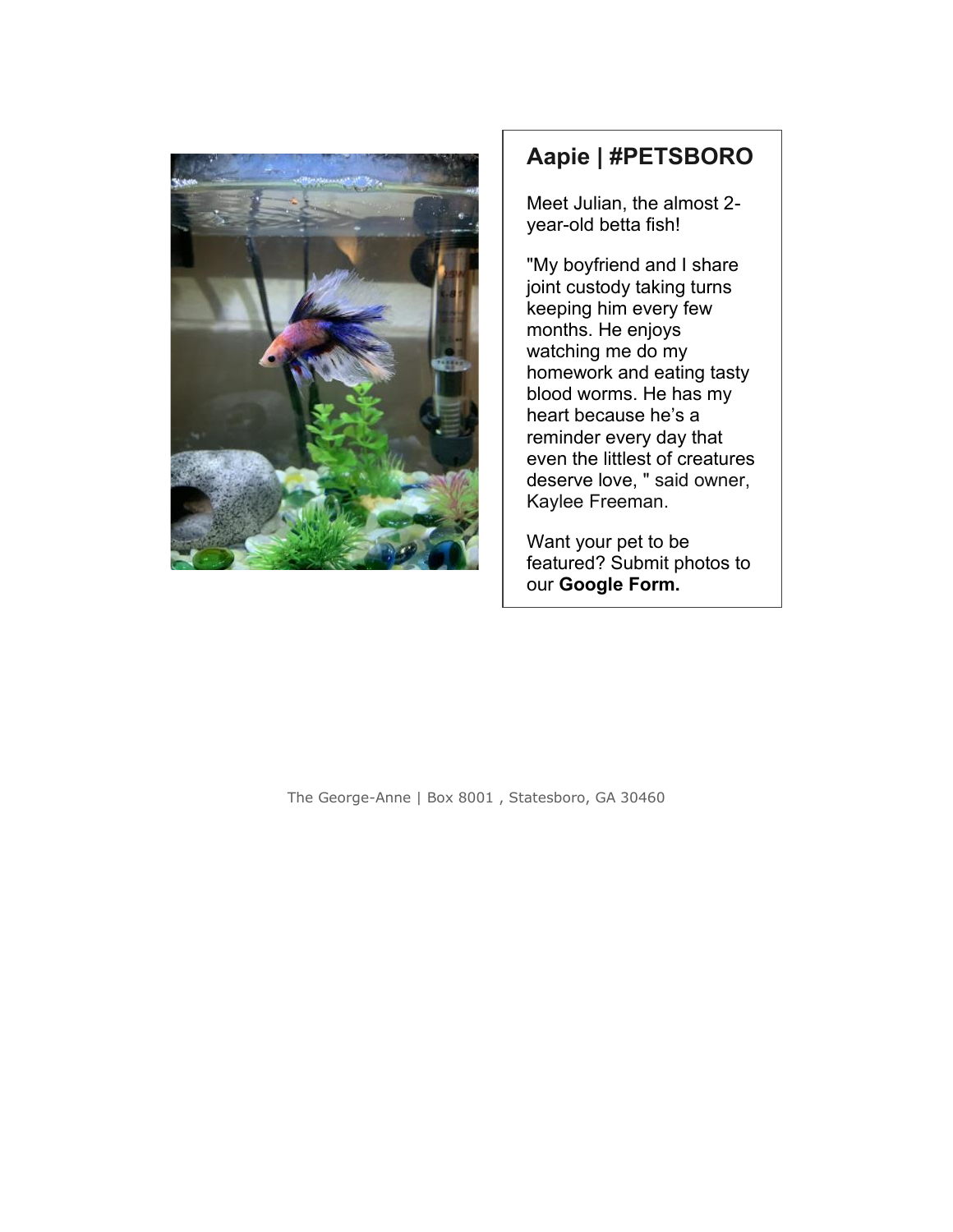## Aapie | #PETSBORO

Meet Julian, the almost 2-year-old betta fish!

"My boyfriend and I share joint custody taking turns keeping him every few months. He enjoys watching me do my homework and eating tasty blood worms. He has my heart because he's a reminder every day that even the littlest of creatures deserve love, " said owner, Kaylee Freeman.

Want your pet to be featured? Submit photos to our **Google Form.**

The George-Anne | Box 8001 , Statesboro, GA 30460